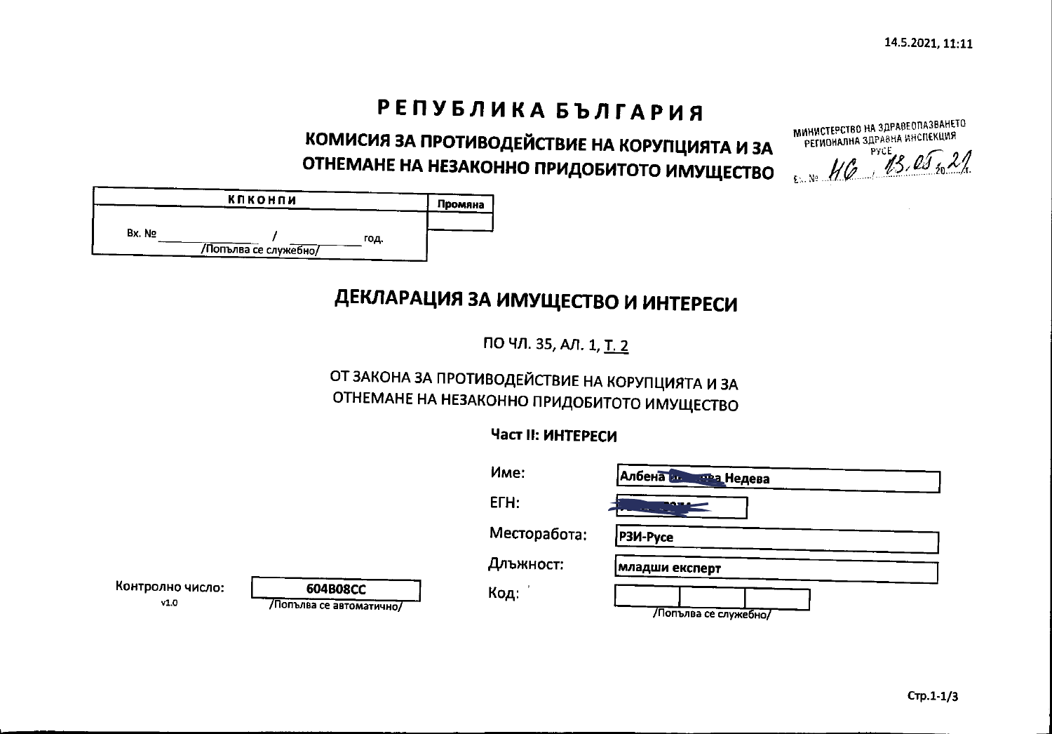# РЕПУБЛИКА БЪЛГАРИЯ

## КОМИСИЯ ЗА ПРОТИВОДЕЙСТВИЕ НА КОРУПЦИЯТА И ЗА ОТНЕМАНЕ НА НЕЗАКОННО ПРИДОБИТОТО ИМУЩЕСТВО

МИНИСТЕРСТВО НА ЗДРАВЕОПАЗВАНЕТО
РЕГИОНАЛНА ЗДРАВНА ИНСПЕКЦИЯ
РУСЕ
Вх. № 46 / 13.05.2021 г.

| КПКОНПИ | Промяна |
|---|---|
| Вх. № ________ / ________ год. /Попълва се служебно/ | |

# ДЕКЛАРАЦИЯ ЗА ИМУЩЕСТВО И ИНТЕРЕСИ

ПО ЧЛ. 35, АЛ. 1, Т. 2

ОТ ЗАКОНА ЗА ПРОТИВОДЕЙСТВИЕ НА КОРУПЦИЯТА И ЗА ОТНЕМАНЕ НА НЕЗАКОННО ПРИДОБИТОТО ИМУЩЕСТВО

**Част II: ИНТЕРЕСИ**

Име: Албена [заличено] Недева

ЕГН: [заличено]

Месторабота: РЗИ-Русе

Длъжност: младши експерт

Код: ______ /Попълва се служебно/

Контролно число: 604B08CC /Попълва се автоматично/
v1.0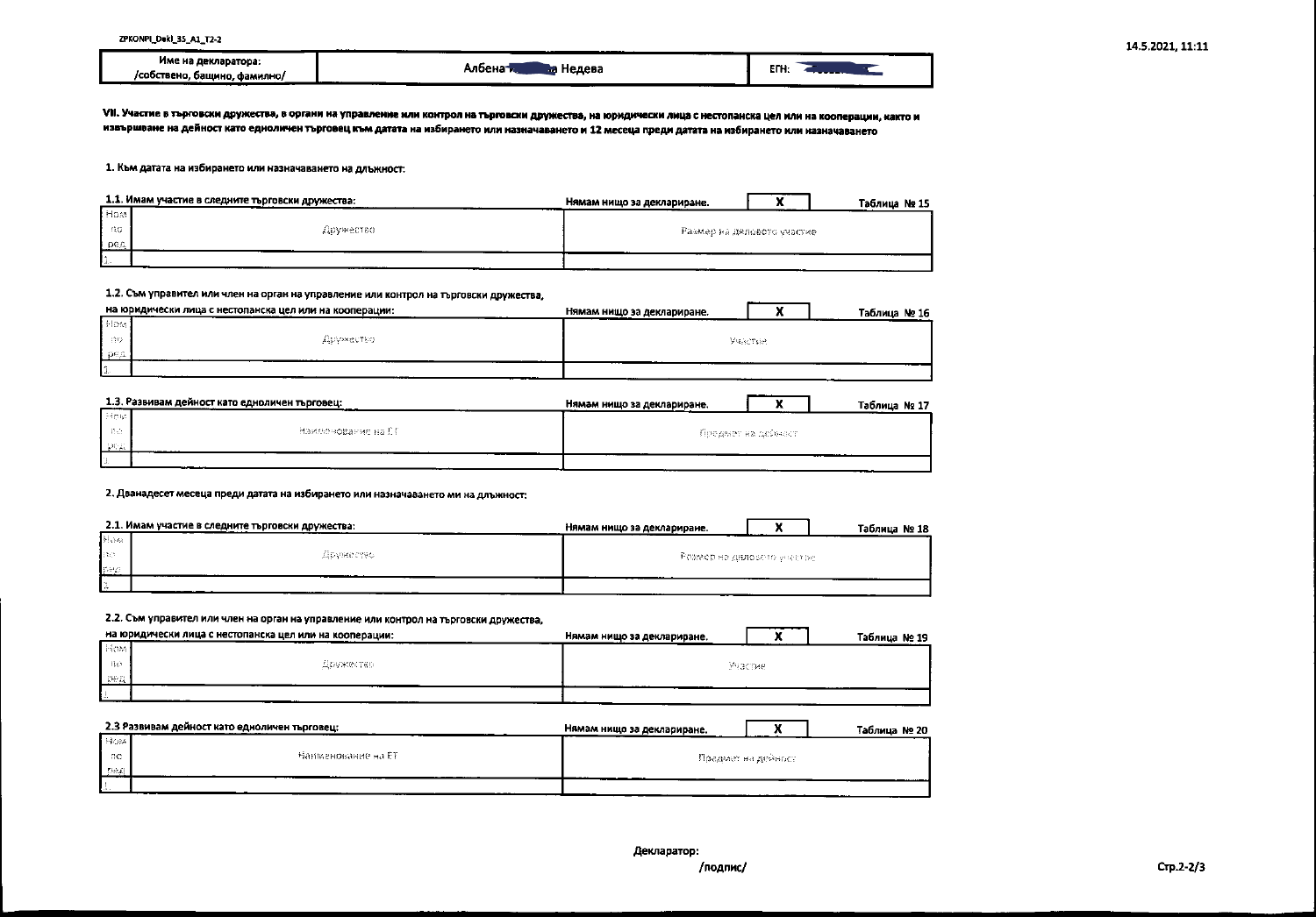| Име на декларатора: /собствено, бащино, фамилно/ | Албена [redacted] Недева | ЕГН: [redacted] |
|---|---|---|

**VII. Участие в търговски дружества, в органи на управление или контрол на търговски дружества, на юридически лица с нестопанска цел или на кооперации, както и извършване на дейност като едноличен търговец към датата на избирането или назначаването и 12 месеца преди датата на избирането или назначаването**

**1. Към датата на избирането или назначаването на длъжност:**

**1.1. Имам участие в следните търговски дружества:** Нямам нищо за деклариране. **X** Таблица № 15

| Ном по ред | Дружество | Размер на дяловото участие |
|---|---|---|
| 1. | | |

**1.2. Съм управител или член на орган на управление или контрол на търговски дружества, на юридически лица с нестопанска цел или на кооперации:** Нямам нищо за деклариране. **X** Таблица № 16

| Ном по ред | Дружество | Участие |
|---|---|---|
| 1. | | |

**1.3. Развивам дейност като едноличен търговец:** Нямам нищо за деклариране. **X** Таблица № 17

| Ном по ред | Наименование на ЕТ | Предмет на дейност |
|---|---|---|
| 1. | | |

**2. Дванадесет месеца преди датата на избирането или назначаването ми на длъжност:**

**2.1. Имам участие в следните търговски дружества:** Нямам нищо за деклариране. **X** Таблица № 18

| Ном по ред | Дружество | Размер на дяловото участие |
|---|---|---|
| 1. | | |

**2.2. Съм управител или член на орган на управление или контрол на търговски дружества, на юридически лица с нестопанска цел или на кооперации:** Нямам нищо за деклариране. **X** Таблица № 19

| Ном по ред | Дружество | Участие |
|---|---|---|
| 1. | | |

**2.3 Развивам дейност като едноличен търговец:** Нямам нищо за деклариране. **X** Таблица № 20

| Ном по ред | Наименование на ЕТ | Предмет на дейност |
|---|---|---|
| 1. | | |

**Декларатор:**

**/подпис/**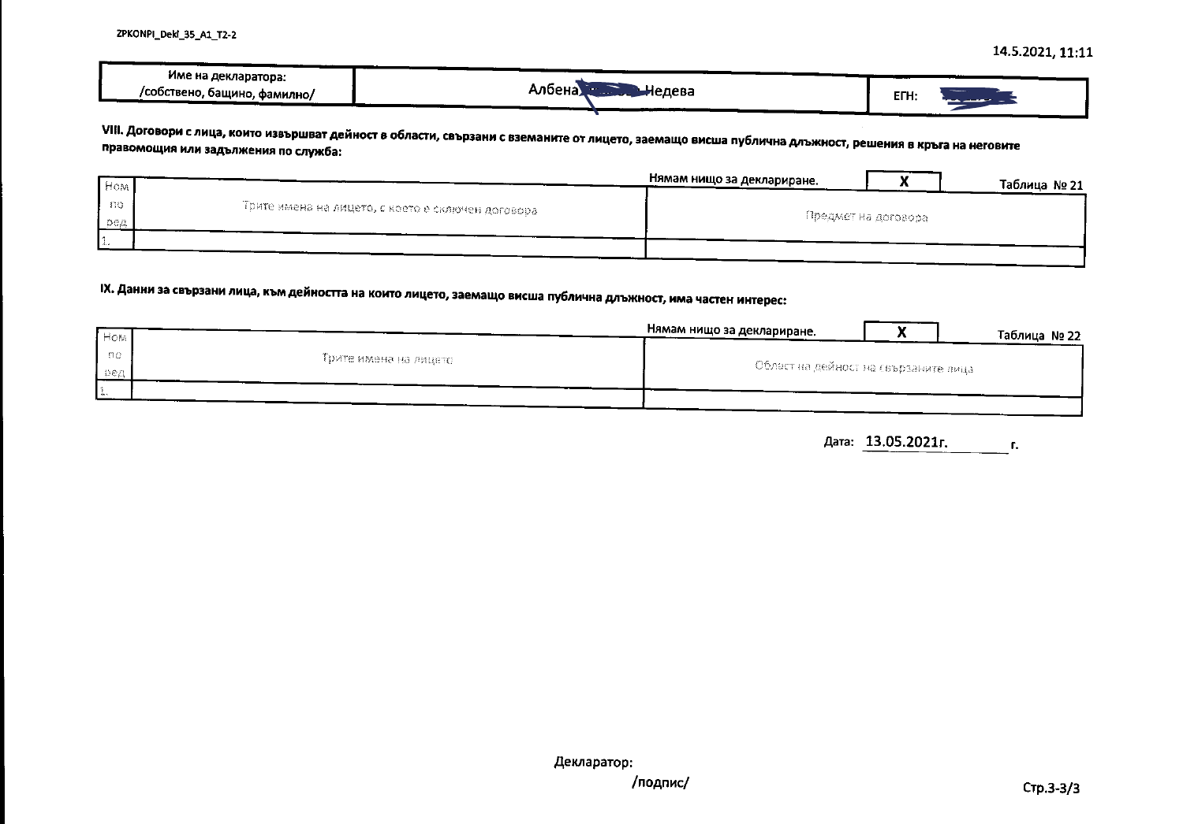ZPKONPI_Dekl_35_A1_T2-2

14.5.2021, 11:11

| Име на декларатора: /собствено, бащино, фамилно/ | Албена Недева | ЕГН: |
|---|---|---|

**VIII. Договори с лица, които извършват дейност в области, свързани с вземаните от лицето, заемащо висша публична длъжност, решения в кръга на неговите правомощия или задължения по служба:**

Нямам нищо за деклариране. **X**

Таблица № 21

| Ном по ред | Трите имена на лицето, с което е сключен договора | Предмет на договора |
|---|---|---|
| 1. | | |

**IX. Данни за свързани лица, към дейността на които лицето, заемащо висша публична длъжност, има частен интерес:**

Нямам нищо за деклариране. **X**

Таблица № 22

| Ном по ред | Трите имена на лицето | Област на дейност на свързаните лица |
|---|---|---|
| 1. | | |

Дата: 13.05.2021г. г.

Декларатор:

/подпис/